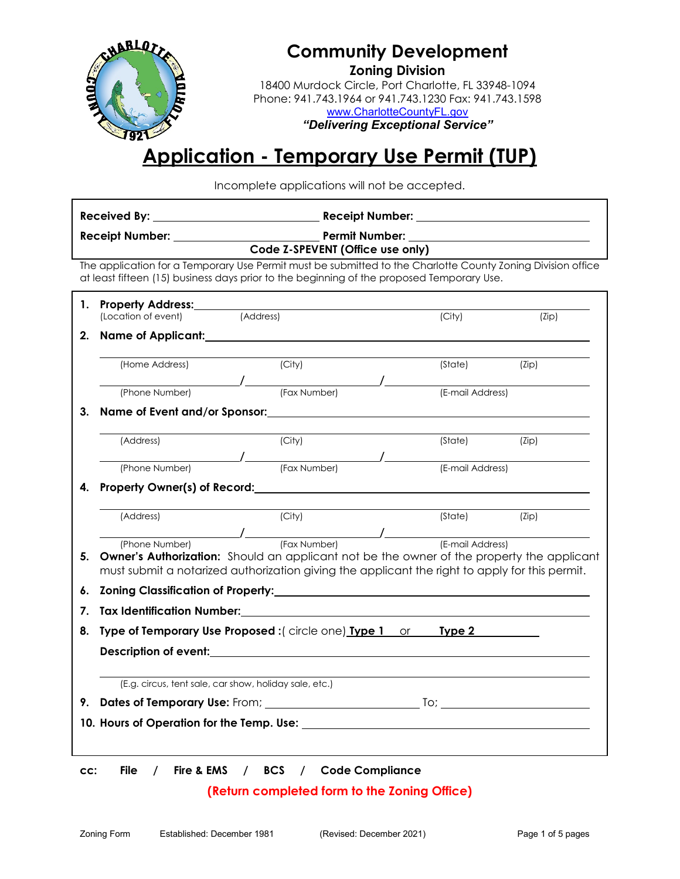# Community Development

## Zoning Division

18400 Murdock Circle, Port Charlotte, FL 33948-1094
Phone: 941.743.1964 or 941.743.1230 Fax: 941.743.1598
www.CharlotteCountyFL.gov
***"Delivering Exceptional Service"***

# Application - Temporary Use Permit (TUP)

Incomplete applications will not be accepted.

**Received By:** ______________________ **Receipt Number:** ______________________

**Receipt Number:** ______________________ **Permit Number:** ______________________

**Code Z-SPEVENT (Office use only)**

The application for a Temporary Use Permit must be submitted to the Charlotte County Zoning Division office at least fifteen (15) business days prior to the beginning of the proposed Temporary Use.

1. **Property Address:** ______________________
   (Location of event) (Address) (City) (Zip)

2. **Name of Applicant:** ______________________

   (Home Address) (City) (State) (Zip)

   ______ / ______ / ______
   (Phone Number) (Fax Number) (E-mail Address)

3. **Name of Event and/or Sponsor:** ______________________

   (Address) (City) (State) (Zip)

   ______ / ______ / ______
   (Phone Number) (Fax Number) (E-mail Address)

4. **Property Owner(s) of Record:** ______________________

   (Address) (City) (State) (Zip)

   ______ / ______ / ______
   (Phone Number) (Fax Number) (E-mail Address)

5. **Owner's Authorization:** Should an applicant not be the owner of the property the applicant must submit a notarized authorization giving the applicant the right to apply for this permit.

6. **Zoning Classification of Property:** ______________________

7. **Tax Identification Number:** ______________________

8. **Type of Temporary Use Proposed :**( circle one) **Type 1** or **Type 2**

   **Description of event:** ______________________

   (E.g. circus, tent sale, car show, holiday sale, etc.)

9. **Dates of Temporary Use:** From; ______________ To; ______________

10. **Hours of Operation for the Temp. Use:** ______________________

**cc: File / Fire & EMS / BCS / Code Compliance**

**(Return completed form to the Zoning Office)**

Zoning Form Established: December 1981 (Revised: December 2021)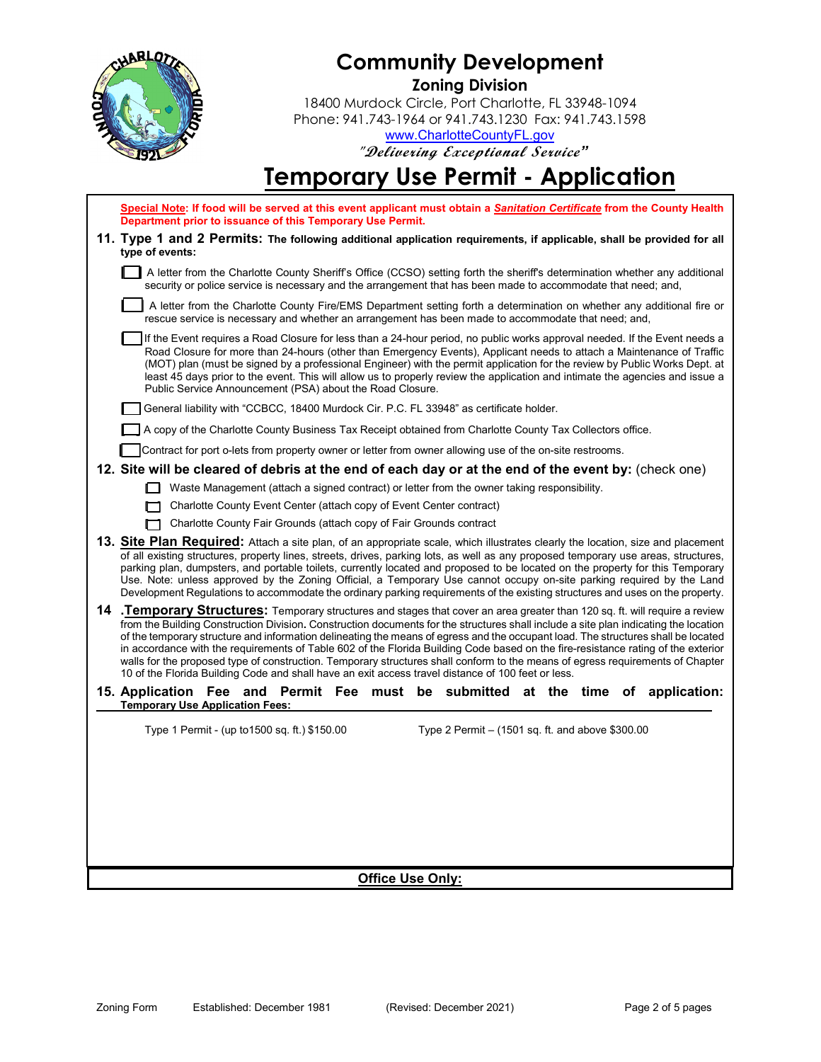# Community Development

## Zoning Division

18400 Murdock Circle, Port Charlotte, FL 33948-1094
Phone: 941.743-1964 or 941.743.1230 Fax: 941.743.1598
www.CharlotteCountyFL.gov
*"Delivering Exceptional Service"*

# Temporary Use Permit - Application

**Special Note: If food will be served at this event applicant must obtain a *Sanitation Certificate* from the County Health Department prior to issuance of this Temporary Use Permit.**

**11. Type 1 and 2 Permits: The following additional application requirements, if applicable, shall be provided for all type of events:**

- ☐ A letter from the Charlotte County Sheriff's Office (CCSO) setting forth the sheriff's determination whether any additional security or police service is necessary and the arrangement that has been made to accommodate that need; and,
- ☐ A letter from the Charlotte County Fire/EMS Department setting forth a determination on whether any additional fire or rescue service is necessary and whether an arrangement has been made to accommodate that need; and,
- ☐ If the Event requires a Road Closure for less than a 24-hour period, no public works approval needed. If the Event needs a Road Closure for more than 24-hours (other than Emergency Events), Applicant needs to attach a Maintenance of Traffic (MOT) plan (must be signed by a professional Engineer) with the permit application for the review by Public Works Dept. at least 45 days prior to the event. This will allow us to properly review the application and intimate the agencies and issue a Public Service Announcement (PSA) about the Road Closure.
- ☐ General liability with "CCBCC, 18400 Murdock Cir. P.C. FL 33948" as certificate holder.
- ☐ A copy of the Charlotte County Business Tax Receipt obtained from Charlotte County Tax Collectors office.
- ☐ Contract for port o-lets from property owner or letter from owner allowing use of the on-site restrooms.

**12. Site will be cleared of debris at the end of each day or at the end of the event by:** (check one)

- ☐ Waste Management (attach a signed contract) or letter from the owner taking responsibility.
- ☐ Charlotte County Event Center (attach copy of Event Center contract)
- ☐ Charlotte County Fair Grounds (attach copy of Fair Grounds contract

**13. Site Plan Required:** Attach a site plan, of an appropriate scale, which illustrates clearly the location, size and placement of all existing structures, property lines, streets, drives, parking lots, as well as any proposed temporary use areas, structures, parking plan, dumpsters, and portable toilets, currently located and proposed to be located on the property for this Temporary Use. Note: unless approved by the Zoning Official, a Temporary Use cannot occupy on-site parking required by the Land Development Regulations to accommodate the ordinary parking requirements of the existing structures and uses on the property.

**14 .Temporary Structures:** Temporary structures and stages that cover an area greater than 120 sq. ft. will require a review from the Building Construction Division**.** Construction documents for the structures shall include a site plan indicating the location of the temporary structure and information delineating the means of egress and the occupant load. The structures shall be located in accordance with the requirements of Table 602 of the Florida Building Code based on the fire-resistance rating of the exterior walls for the proposed type of construction. Temporary structures shall conform to the means of egress requirements of Chapter 10 of the Florida Building Code and shall have an exit access travel distance of 100 feet or less.

**15. Application Fee and Permit Fee must be submitted at the time of application:**
**Temporary Use Application Fees:**

Type 1 Permit - (up to1500 sq. ft.) $150.00

Type 2 Permit – (1501 sq. ft. and above $300.00

**Office Use Only:**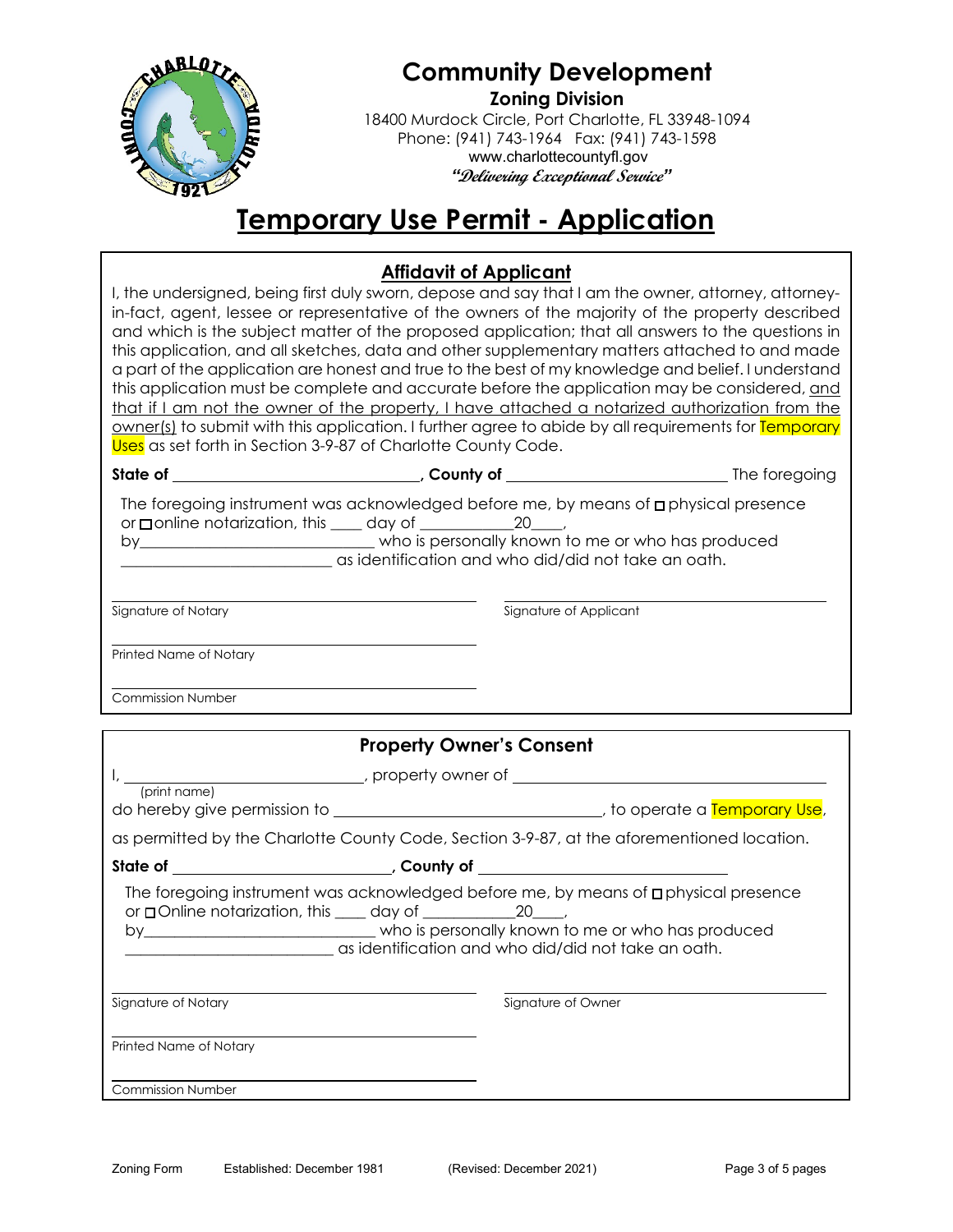# Community Development

**Zoning Division**

18400 Murdock Circle, Port Charlotte, FL 33948-1094
Phone: (941) 743-1964 Fax: (941) 743-1598
www.charlottecountyfl.gov
*"Delivering Exceptional Service"*

# Temporary Use Permit - Application

## Affidavit of Applicant

I, the undersigned, being first duly sworn, depose and say that I am the owner, attorney, attorney-in-fact, agent, lessee or representative of the owners of the majority of the property described and which is the subject matter of the proposed application; that all answers to the questions in this application, and all sketches, data and other supplementary matters attached to and made a part of the application are honest and true to the best of my knowledge and belief. I understand this application must be complete and accurate before the application may be considered, and that if I am not the owner of the property, I have attached a notarized authorization from the owner(s) to submit with this application. I further agree to abide by all requirements for Temporary Uses as set forth in Section 3-9-87 of Charlotte County Code.

**State of** ______________________________, **County of** ___________________________ The foregoing

The foregoing instrument was acknowledged before me, by means of ☐ physical presence or ☐ online notarization, this ____ day of ____________20____, by______________________________ who is personally known to me or who has produced ___________________________ as identification and who did/did not take an oath.

_______________________________ Signature of Notary

_______________________________ Signature of Applicant

_______________________________ Printed Name of Notary

_______________________________ Commission Number

## Property Owner's Consent

I, ______________________________ (print name), property owner of ______________________________ do hereby give permission to ______________________________, to operate a Temporary Use, as permitted by the Charlotte County Code, Section 3-9-87, at the aforementioned location.

**State of** ___________________________, **County of** ______________________________

The foregoing instrument was acknowledged before me, by means of ☐ physical presence or ☐ Online notarization, this ____ day of ____________20____, by______________________________ who is personally known to me or who has produced ___________________________ as identification and who did/did not take an oath.

_______________________________ Signature of Notary

_______________________________ Signature of Owner

_______________________________ Printed Name of Notary

_______________________________ Commission Number

Zoning Form Established: December 1981 (Revised: December 2021)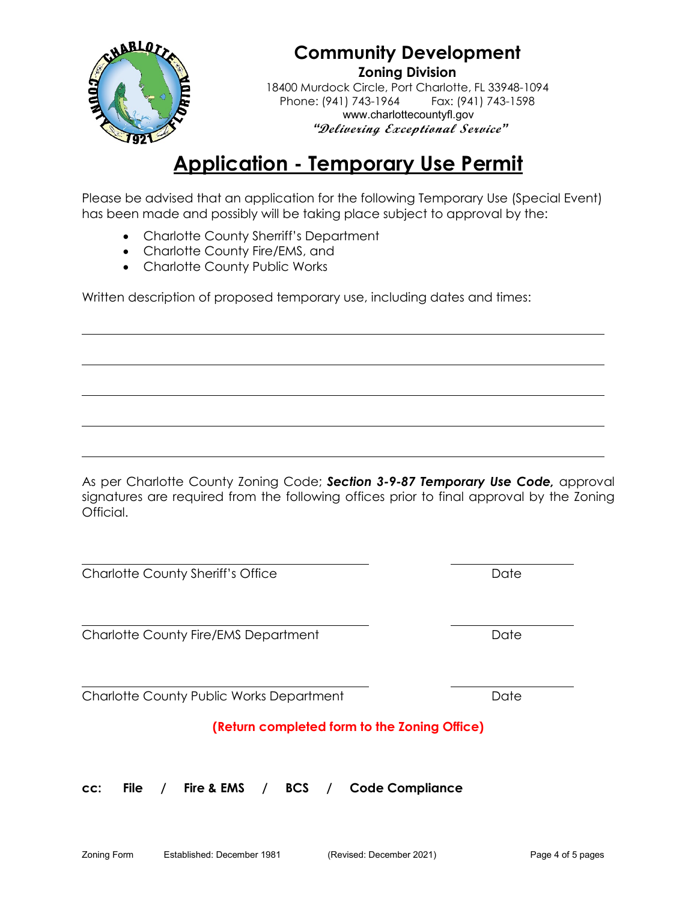# Community Development

**Zoning Division**

18400 Murdock Circle, Port Charlotte, FL 33948-1094
Phone: (941) 743-1964 Fax: (941) 743-1598
www.charlottecountyfl.gov
*"Delivering Exceptional Service"*

# Application - Temporary Use Permit

Please be advised that an application for the following Temporary Use (Special Event) has been made and possibly will be taking place subject to approval by the:

- Charlotte County Sherriff's Department
- Charlotte County Fire/EMS, and
- Charlotte County Public Works

Written description of proposed temporary use, including dates and times:

\_\_\_\_\_\_\_\_\_\_\_\_\_\_\_\_\_\_\_\_\_\_\_\_\_\_\_\_\_\_\_\_\_\_\_\_\_\_\_\_\_\_\_\_\_\_\_\_\_\_\_\_\_\_\_\_\_\_\_\_\_\_

\_\_\_\_\_\_\_\_\_\_\_\_\_\_\_\_\_\_\_\_\_\_\_\_\_\_\_\_\_\_\_\_\_\_\_\_\_\_\_\_\_\_\_\_\_\_\_\_\_\_\_\_\_\_\_\_\_\_\_\_\_\_

\_\_\_\_\_\_\_\_\_\_\_\_\_\_\_\_\_\_\_\_\_\_\_\_\_\_\_\_\_\_\_\_\_\_\_\_\_\_\_\_\_\_\_\_\_\_\_\_\_\_\_\_\_\_\_\_\_\_\_\_\_\_

\_\_\_\_\_\_\_\_\_\_\_\_\_\_\_\_\_\_\_\_\_\_\_\_\_\_\_\_\_\_\_\_\_\_\_\_\_\_\_\_\_\_\_\_\_\_\_\_\_\_\_\_\_\_\_\_\_\_\_\_\_\_

\_\_\_\_\_\_\_\_\_\_\_\_\_\_\_\_\_\_\_\_\_\_\_\_\_\_\_\_\_\_\_\_\_\_\_\_\_\_\_\_\_\_\_\_\_\_\_\_\_\_\_\_\_\_\_\_\_\_\_\_\_\_

As per Charlotte County Zoning Code; ***Section 3-9-87 Temporary Use Code,*** approval signatures are required from the following offices prior to final approval by the Zoning Official.

\_\_\_\_\_\_\_\_\_\_\_\_\_\_\_\_\_\_\_\_\_\_\_\_\_\_\_\_\_\_\_\_\_\_\_\_ \_\_\_\_\_\_\_\_\_\_\_\_\_\_\_
Charlotte County Sheriff's Office Date

\_\_\_\_\_\_\_\_\_\_\_\_\_\_\_\_\_\_\_\_\_\_\_\_\_\_\_\_\_\_\_\_\_\_\_\_ \_\_\_\_\_\_\_\_\_\_\_\_\_\_\_
Charlotte County Fire/EMS Department Date

\_\_\_\_\_\_\_\_\_\_\_\_\_\_\_\_\_\_\_\_\_\_\_\_\_\_\_\_\_\_\_\_\_\_\_\_ \_\_\_\_\_\_\_\_\_\_\_\_\_\_\_
Charlotte County Public Works Department Date

**(Return completed form to the Zoning Office)**

**cc: File / Fire & EMS / BCS / Code Compliance**

Zoning Form Established: December 1981 (Revised: December 2021)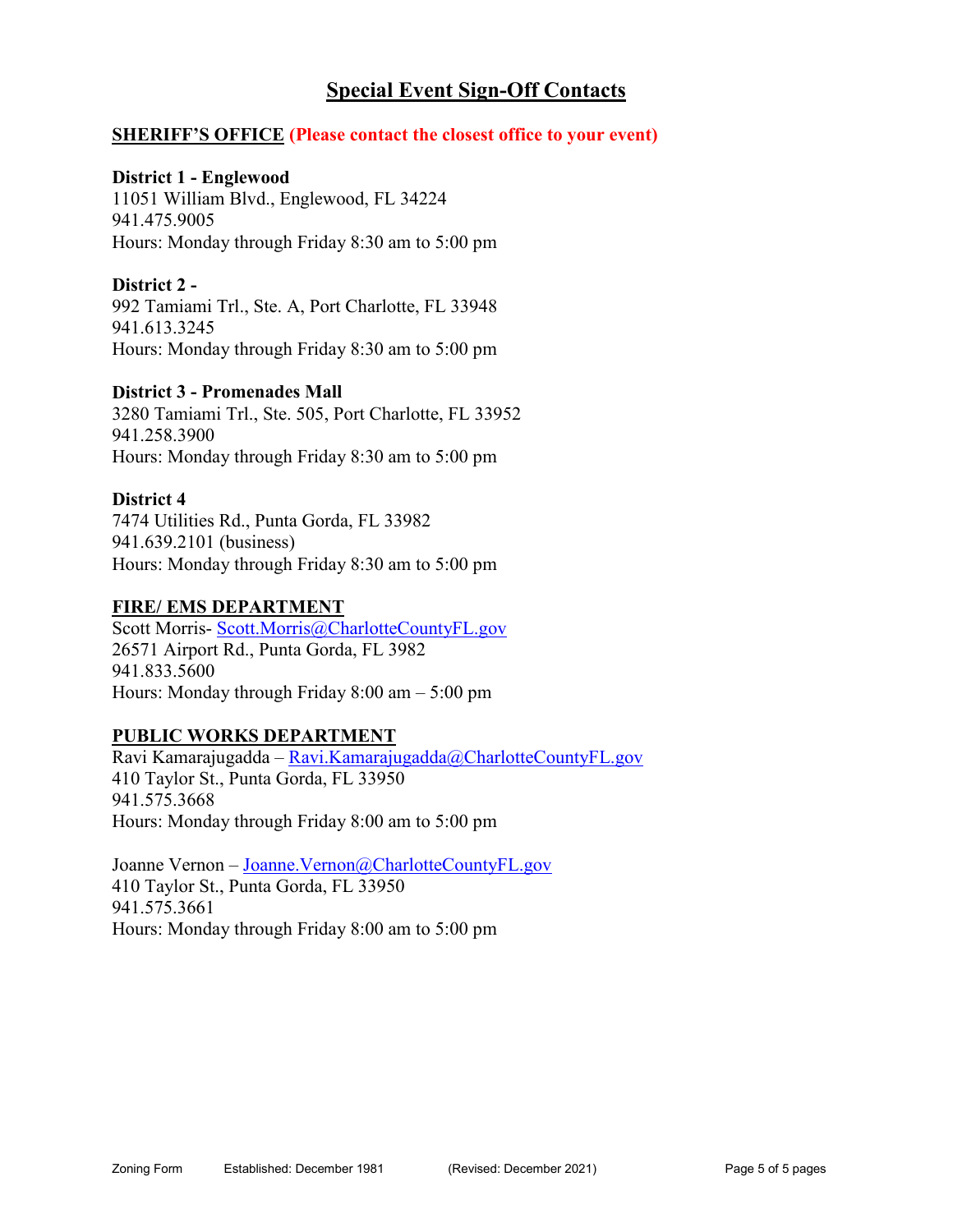# Special Event Sign-Off Contacts

**SHERIFF'S OFFICE** **(Please contact the closest office to your event)**

**District 1 - Englewood**
11051 William Blvd., Englewood, FL 34224
941.475.9005
Hours: Monday through Friday 8:30 am to 5:00 pm

**District 2 -**
992 Tamiami Trl., Ste. A, Port Charlotte, FL 33948
941.613.3245
Hours: Monday through Friday 8:30 am to 5:00 pm

**District 3 - Promenades Mall**
3280 Tamiami Trl., Ste. 505, Port Charlotte, FL 33952
941.258.3900
Hours: Monday through Friday 8:30 am to 5:00 pm

**District 4**
7474 Utilities Rd., Punta Gorda, FL 33982
941.639.2101 (business)
Hours: Monday through Friday 8:30 am to 5:00 pm

**FIRE/ EMS DEPARTMENT**
Scott Morris- Scott.Morris@CharlotteCountyFL.gov
26571 Airport Rd., Punta Gorda, FL 3982
941.833.5600
Hours: Monday through Friday 8:00 am – 5:00 pm

**PUBLIC WORKS DEPARTMENT**
Ravi Kamarajugadda – Ravi.Kamarajugadda@CharlotteCountyFL.gov
410 Taylor St., Punta Gorda, FL 33950
941.575.3668
Hours: Monday through Friday 8:00 am to 5:00 pm

Joanne Vernon – Joanne.Vernon@CharlotteCountyFL.gov
410 Taylor St., Punta Gorda, FL 33950
941.575.3661
Hours: Monday through Friday 8:00 am to 5:00 pm